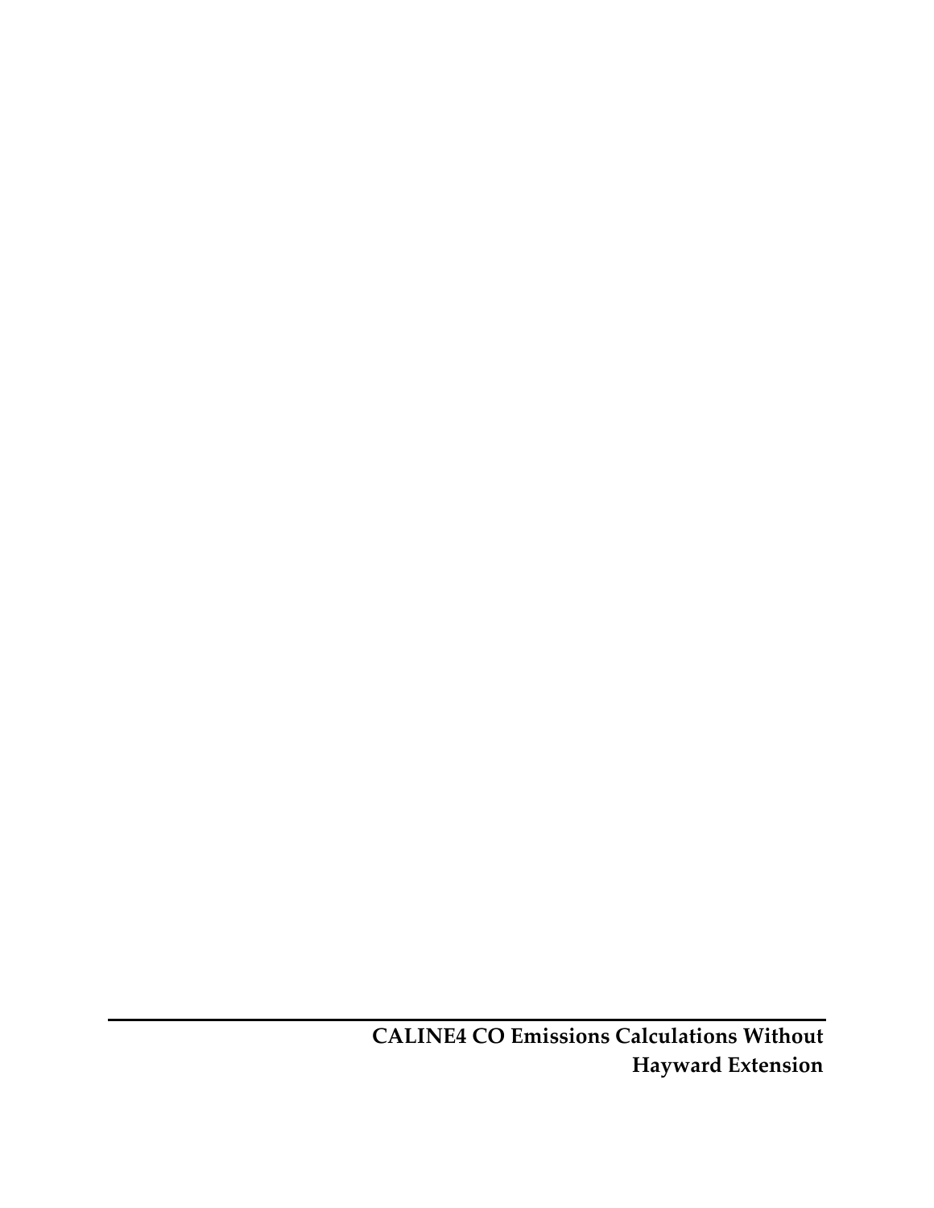## CALINE4 CO Emissions Calculations Without Hayward Extension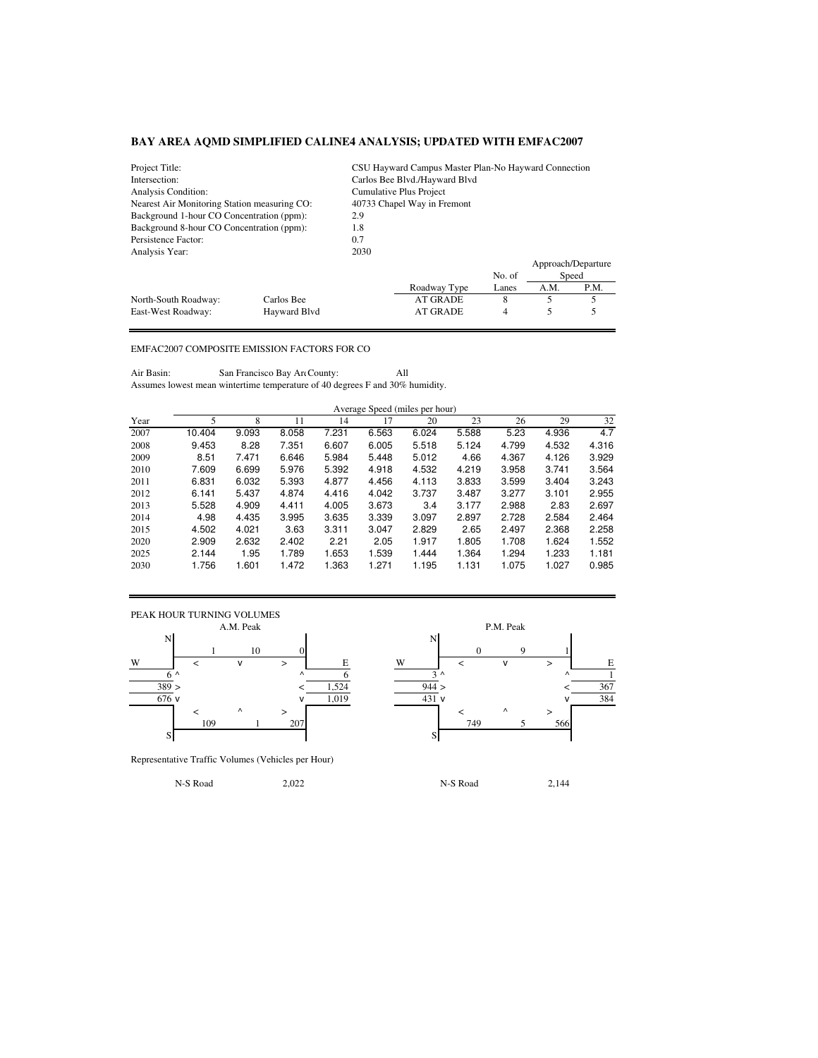# BAY AREA AQMD SIMPLIFIED CALINE4 ANALYSIS; UPDATED WITH EMFAC2007

| | |
|---|---|
| Project Title: | CSU Hayward Campus Master Plan-No Hayward Connection |
| Intersection: | Carlos Bee Blvd./Hayward Blvd |
| Analysis Condition: | Cumulative Plus Project |
| Nearest Air Monitoring Station measuring CO: | 40733 Chapel Way in Fremont |
| Background 1-hour CO Concentration (ppm): | 2.9 |
| Background 8-hour CO Concentration (ppm): | 1.8 |
| Persistence Factor: | 0.7 |
| Analysis Year: | 2030 |

| | | Roadway Type | No. of Lanes | Approach/Departure Speed A.M. | Approach/Departure Speed P.M. |
|---|---|---|---|---|---|
| North-South Roadway: | Carlos Bee | AT GRADE | 8 | 5 | 5 |
| East-West Roadway: | Hayward Blvd | AT GRADE | 4 | 5 | 5 |

EMFAC2007 COMPOSITE EMISSION FACTORS FOR CO

Air Basin: San Francisco Bay Ar County: All

Assumes lowest mean wintertime temperature of 40 degrees F and 30% humidity.

| | Average Speed (miles per hour) | | | | | | | | | |
|---|---|---|---|---|---|---|---|---|---|---|
| Year | 5 | 8 | 11 | 14 | 17 | 20 | 23 | 26 | 29 | 32 |
| 2007 | 10.404 | 9.093 | 8.058 | 7.231 | 6.563 | 6.024 | 5.588 | 5.23 | 4.936 | 4.7 |
| 2008 | 9.453 | 8.28 | 7.351 | 6.607 | 6.005 | 5.518 | 5.124 | 4.799 | 4.532 | 4.316 |
| 2009 | 8.51 | 7.471 | 6.646 | 5.984 | 5.448 | 5.012 | 4.66 | 4.367 | 4.126 | 3.929 |
| 2010 | 7.609 | 6.699 | 5.976 | 5.392 | 4.918 | 4.532 | 4.219 | 3.958 | 3.741 | 3.564 |
| 2011 | 6.831 | 6.032 | 5.393 | 4.877 | 4.456 | 4.113 | 3.833 | 3.599 | 3.404 | 3.243 |
| 2012 | 6.141 | 5.437 | 4.874 | 4.416 | 4.042 | 3.737 | 3.487 | 3.277 | 3.101 | 2.955 |
| 2013 | 5.528 | 4.909 | 4.411 | 4.005 | 3.673 | 3.4 | 3.177 | 2.988 | 2.83 | 2.697 |
| 2014 | 4.98 | 4.435 | 3.995 | 3.635 | 3.339 | 3.097 | 2.897 | 2.728 | 2.584 | 2.464 |
| 2015 | 4.502 | 4.021 | 3.63 | 3.311 | 3.047 | 2.829 | 2.65 | 2.497 | 2.368 | 2.258 |
| 2020 | 2.909 | 2.632 | 2.402 | 2.21 | 2.05 | 1.917 | 1.805 | 1.708 | 1.624 | 1.552 |
| 2025 | 2.144 | 1.95 | 1.789 | 1.653 | 1.539 | 1.444 | 1.364 | 1.294 | 1.233 | 1.181 |
| 2030 | 1.756 | 1.601 | 1.472 | 1.363 | 1.271 | 1.195 | 1.131 | 1.075 | 1.027 | 0.985 |

PEAK HOUR TURNING VOLUMES

**A.M. Peak**

| Approach | Movement | Volume |
|---|---|---|
| North (southbound) | < | 1 |
| North (southbound) | v | 10 |
| North (southbound) | > | 0 |
| East (westbound) | ^ | 6 |
| East (westbound) | < | 1,524 |
| East (westbound) | v | 1,019 |
| West (eastbound) | ^ | 6 |
| West (eastbound) | > | 389 |
| West (eastbound) | v | 676 |
| South (northbound) | < | 109 |
| South (northbound) | ^ | 1 |
| South (northbound) | > | 207 |

**P.M. Peak**

| Approach | Movement | Volume |
|---|---|---|
| North (southbound) | < | 0 |
| North (southbound) | v | 9 |
| North (southbound) | > | 1 |
| East (westbound) | ^ | 1 |
| East (westbound) | < | 367 |
| East (westbound) | v | 384 |
| West (eastbound) | ^ | 3 |
| West (eastbound) | > | 944 |
| West (eastbound) | v | 431 |
| South (northbound) | < | 749 |
| South (northbound) | ^ | 5 |
| South (northbound) | > | 566 |

Representative Traffic Volumes (Vehicles per Hour)

| | A.M. | | P.M. |
|---|---|---|---|
| N-S Road | 2,022 | N-S Road | 2,144 |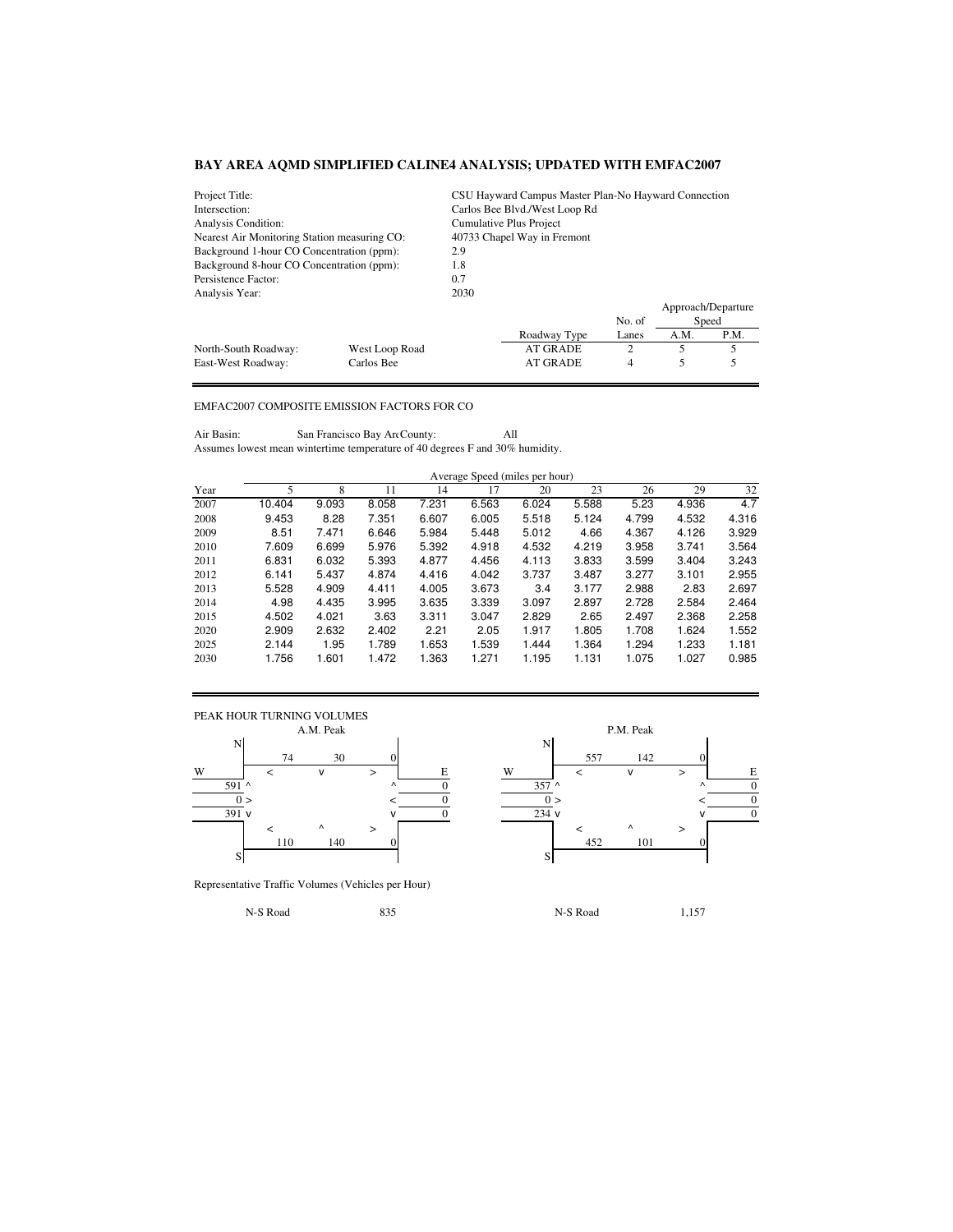## BAY AREA AQMD SIMPLIFIED CALINE4 ANALYSIS; UPDATED WITH EMFAC2007

| | |
|---|---|
| Project Title: | CSU Hayward Campus Master Plan-No Hayward Connection |
| Intersection: | Carlos Bee Blvd./West Loop Rd |
| Analysis Condition: | Cumulative Plus Project |
| Nearest Air Monitoring Station measuring CO: | 40733 Chapel Way in Fremont |
| Background 1-hour CO Concentration (ppm): | 2.9 |
| Background 8-hour CO Concentration (ppm): | 1.8 |
| Persistence Factor: | 0.7 |
| Analysis Year: | 2030 |

| | | Roadway Type | No. of Lanes | Approach/Departure Speed A.M. | Approach/Departure Speed P.M. |
|---|---|---|---|---|---|
| North-South Roadway: | West Loop Road | AT GRADE | 2 | 5 | 5 |
| East-West Roadway: | Carlos Bee | AT GRADE | 4 | 5 | 5 |

EMFAC2007 COMPOSITE EMISSION FACTORS FOR CO

Air Basin: San Francisco Bay Ar County: All

Assumes lowest mean wintertime temperature of 40 degrees F and 30% humidity.

| | Average Speed (miles per hour) | | | | | | | | | |
|---|---|---|---|---|---|---|---|---|---|---|
| Year | 5 | 8 | 11 | 14 | 17 | 20 | 23 | 26 | 29 | 32 |
| 2007 | 10.404 | 9.093 | 8.058 | 7.231 | 6.563 | 6.024 | 5.588 | 5.23 | 4.936 | 4.7 |
| 2008 | 9.453 | 8.28 | 7.351 | 6.607 | 6.005 | 5.518 | 5.124 | 4.799 | 4.532 | 4.316 |
| 2009 | 8.51 | 7.471 | 6.646 | 5.984 | 5.448 | 5.012 | 4.66 | 4.367 | 4.126 | 3.929 |
| 2010 | 7.609 | 6.699 | 5.976 | 5.392 | 4.918 | 4.532 | 4.219 | 3.958 | 3.741 | 3.564 |
| 2011 | 6.831 | 6.032 | 5.393 | 4.877 | 4.456 | 4.113 | 3.833 | 3.599 | 3.404 | 3.243 |
| 2012 | 6.141 | 5.437 | 4.874 | 4.416 | 4.042 | 3.737 | 3.487 | 3.277 | 3.101 | 2.955 |
| 2013 | 5.528 | 4.909 | 4.411 | 4.005 | 3.673 | 3.4 | 3.177 | 2.988 | 2.83 | 2.697 |
| 2014 | 4.98 | 4.435 | 3.995 | 3.635 | 3.339 | 3.097 | 2.897 | 2.728 | 2.584 | 2.464 |
| 2015 | 4.502 | 4.021 | 3.63 | 3.311 | 3.047 | 2.829 | 2.65 | 2.497 | 2.368 | 2.258 |
| 2020 | 2.909 | 2.632 | 2.402 | 2.21 | 2.05 | 1.917 | 1.805 | 1.708 | 1.624 | 1.552 |
| 2025 | 2.144 | 1.95 | 1.789 | 1.653 | 1.539 | 1.444 | 1.364 | 1.294 | 1.233 | 1.181 |
| 2030 | 1.756 | 1.601 | 1.472 | 1.363 | 1.271 | 1.195 | 1.131 | 1.075 | 1.027 | 0.985 |

PEAK HOUR TURNING VOLUMES

**A.M. Peak**

| Approach | < | v | > |
|---|---|---|---|
| N (southbound) | 74 | 30 | 0 |

| Approach | ^ | > | v |
|---|---|---|---|
| W (eastbound) | 591 | 0 | 391 |
| E (westbound) | 0 (^) | 0 (<) | 0 (v) |

| Approach | < | ^ | > |
|---|---|---|---|
| S (northbound) | 110 | 140 | 0 |

**P.M. Peak**

| Approach | < | v | > |
|---|---|---|---|
| N (southbound) | 557 | 142 | 0 |

| Approach | ^ | > | v |
|---|---|---|---|
| W (eastbound) | 357 | 0 | 234 |
| E (westbound) | 0 (^) | 0 (<) | 0 (v) |

| Approach | < | ^ | > |
|---|---|---|---|
| S (northbound) | 452 | 101 | 0 |

Representative Traffic Volumes (Vehicles per Hour)

| | A.M. | P.M. |
|---|---|---|
| N-S Road | 835 | 1,157 |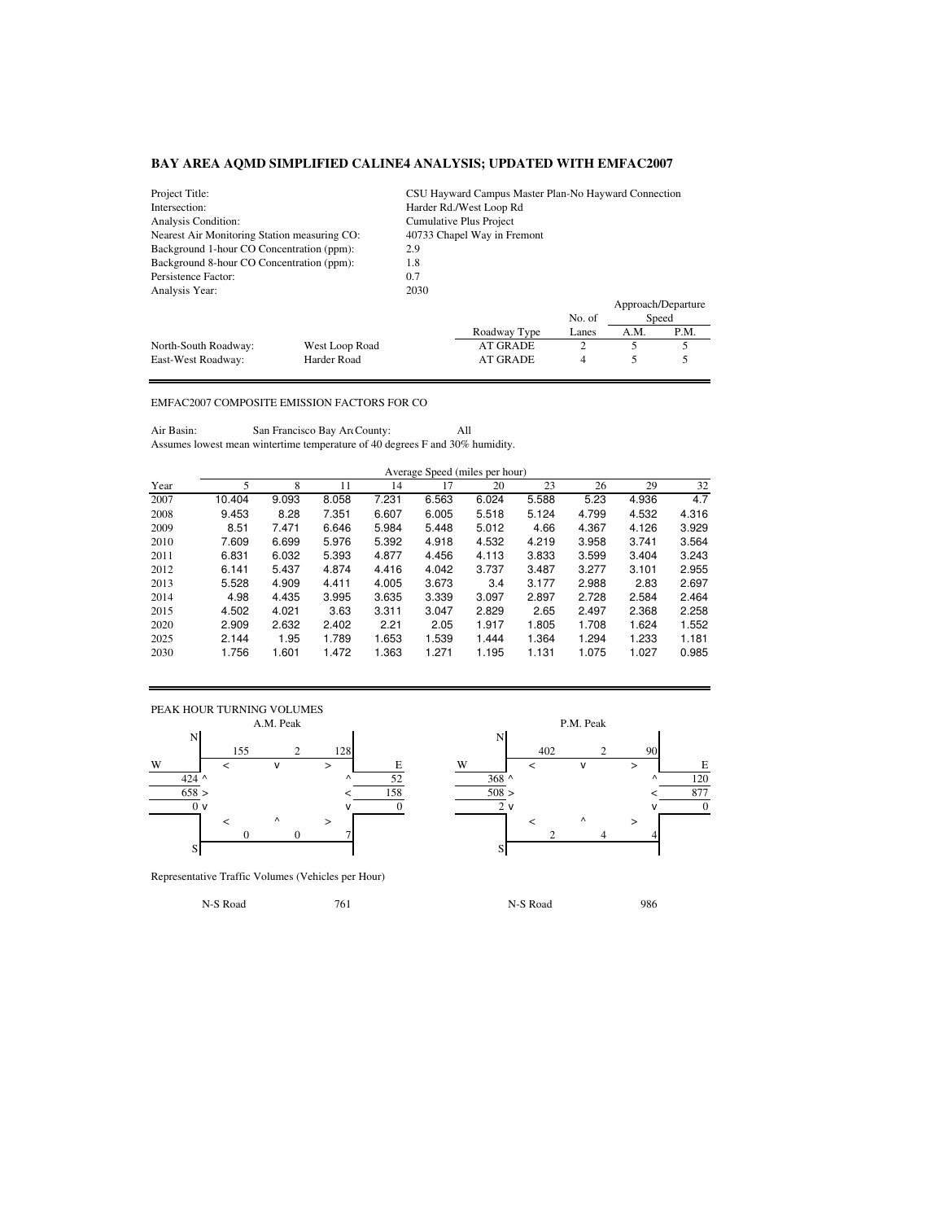# BAY AREA AQMD SIMPLIFIED CALINE4 ANALYSIS; UPDATED WITH EMFAC2007

| | |
|---|---|
| Project Title: | CSU Hayward Campus Master Plan-No Hayward Connection |
| Intersection: | Harder Rd./West Loop Rd |
| Analysis Condition: | Cumulative Plus Project |
| Nearest Air Monitoring Station measuring CO: | 40733 Chapel Way in Fremont |
| Background 1-hour CO Concentration (ppm): | 2.9 |
| Background 8-hour CO Concentration (ppm): | 1.8 |
| Persistence Factor: | 0.7 |
| Analysis Year: | 2030 |

| | | Roadway Type | No. of Lanes | Approach/Departure Speed A.M. | P.M. |
|---|---|---|---|---|---|
| North-South Roadway: | West Loop Road | AT GRADE | 2 | 5 | 5 |
| East-West Roadway: | Harder Road | AT GRADE | 4 | 5 | 5 |

EMFAC2007 COMPOSITE EMISSION FACTORS FOR CO

Air Basin: San Francisco Bay Ar County: All

Assumes lowest mean wintertime temperature of 40 degrees F and 30% humidity.

| | Average Speed (miles per hour) | | | | | | | | | |
|---|---|---|---|---|---|---|---|---|---|---|
| Year | 5 | 8 | 11 | 14 | 17 | 20 | 23 | 26 | 29 | 32 |
| 2007 | 10.404 | 9.093 | 8.058 | 7.231 | 6.563 | 6.024 | 5.588 | 5.23 | 4.936 | 4.7 |
| 2008 | 9.453 | 8.28 | 7.351 | 6.607 | 6.005 | 5.518 | 5.124 | 4.799 | 4.532 | 4.316 |
| 2009 | 8.51 | 7.471 | 6.646 | 5.984 | 5.448 | 5.012 | 4.66 | 4.367 | 4.126 | 3.929 |
| 2010 | 7.609 | 6.699 | 5.976 | 5.392 | 4.918 | 4.532 | 4.219 | 3.958 | 3.741 | 3.564 |
| 2011 | 6.831 | 6.032 | 5.393 | 4.877 | 4.456 | 4.113 | 3.833 | 3.599 | 3.404 | 3.243 |
| 2012 | 6.141 | 5.437 | 4.874 | 4.416 | 4.042 | 3.737 | 3.487 | 3.277 | 3.101 | 2.955 |
| 2013 | 5.528 | 4.909 | 4.411 | 4.005 | 3.673 | 3.4 | 3.177 | 2.988 | 2.83 | 2.697 |
| 2014 | 4.98 | 4.435 | 3.995 | 3.635 | 3.339 | 3.097 | 2.897 | 2.728 | 2.584 | 2.464 |
| 2015 | 4.502 | 4.021 | 3.63 | 3.311 | 3.047 | 2.829 | 2.65 | 2.497 | 2.368 | 2.258 |
| 2020 | 2.909 | 2.632 | 2.402 | 2.21 | 2.05 | 1.917 | 1.805 | 1.708 | 1.624 | 1.552 |
| 2025 | 2.144 | 1.95 | 1.789 | 1.653 | 1.539 | 1.444 | 1.364 | 1.294 | 1.233 | 1.181 |
| 2030 | 1.756 | 1.601 | 1.472 | 1.363 | 1.271 | 1.195 | 1.131 | 1.075 | 1.027 | 0.985 |

PEAK HOUR TURNING VOLUMES

**A.M. Peak**

| Approach | Movement | Volume |
|---|---|---|
| North (southbound) | < | 155 |
| North (southbound) | v | 2 |
| North (southbound) | > | 128 |
| West (eastbound) | ^ | 424 |
| West (eastbound) | > | 658 |
| West (eastbound) | v | 0 |
| East (westbound) | ^ | 52 |
| East (westbound) | < | 158 |
| East (westbound) | v | 0 |
| South (northbound) | < | 0 |
| South (northbound) | ^ | 0 |
| South (northbound) | > | 7 |

**P.M. Peak**

| Approach | Movement | Volume |
|---|---|---|
| North (southbound) | < | 402 |
| North (southbound) | v | 2 |
| North (southbound) | > | 90 |
| West (eastbound) | ^ | 368 |
| West (eastbound) | > | 508 |
| West (eastbound) | v | 2 |
| East (westbound) | ^ | 120 |
| East (westbound) | < | 877 |
| East (westbound) | v | 0 |
| South (northbound) | < | 2 |
| South (northbound) | ^ | 4 |
| South (northbound) | > | 4 |

Representative Traffic Volumes (Vehicles per Hour)

| | A.M. | P.M. |
|---|---|---|
| N-S Road | 761 | 986 |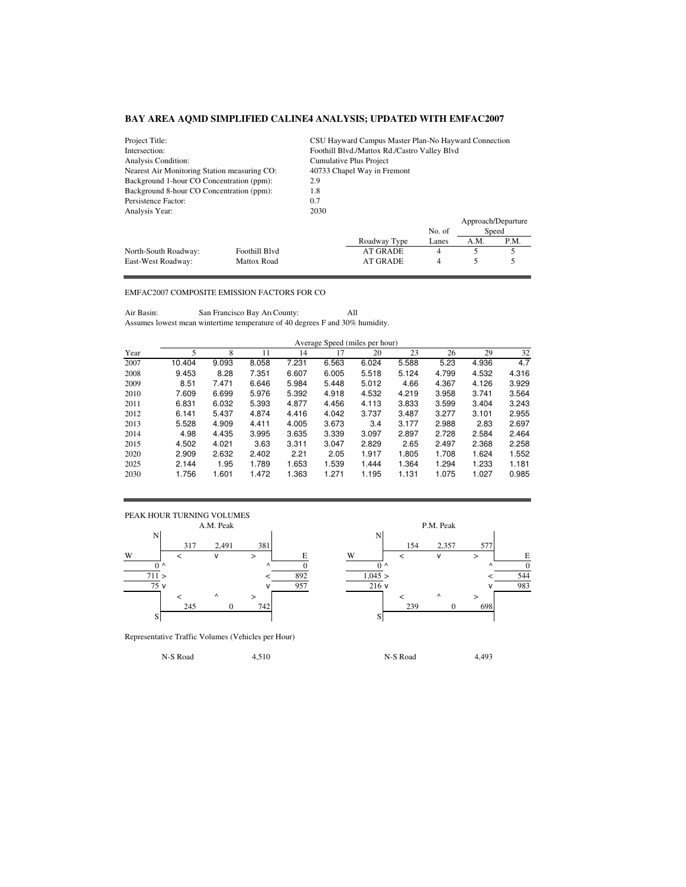## BAY AREA AQMD SIMPLIFIED CALINE4 ANALYSIS; UPDATED WITH EMFAC2007

| | |
|---|---|
| Project Title: | CSU Hayward Campus Master Plan-No Hayward Connection |
| Intersection: | Foothill Blvd./Mattox Rd./Castro Valley Blvd |
| Analysis Condition: | Cumulative Plus Project |
| Nearest Air Monitoring Station measuring CO: | 40733 Chapel Way in Fremont |
| Background 1-hour CO Concentration (ppm): | 2.9 |
| Background 8-hour CO Concentration (ppm): | 1.8 |
| Persistence Factor: | 0.7 |
| Analysis Year: | 2030 |

| | | Roadway Type | No. of Lanes | Approach/Departure Speed A.M. | Approach/Departure Speed P.M. |
|---|---|---|---|---|---|
| North-South Roadway: | Foothill Blvd | AT GRADE | 4 | 5 | 5 |
| East-West Roadway: | Mattox Road | AT GRADE | 4 | 5 | 5 |

EMFAC2007 COMPOSITE EMISSION FACTORS FOR CO

Air Basin: San Francisco Bay Ar County: All

Assumes lowest mean wintertime temperature of 40 degrees F and 30% humidity.

| Year | 5 | 8 | 11 | 14 | 17 | 20 | 23 | 26 | 29 | 32 |
|---|---|---|---|---|---|---|---|---|---|---|
| | Average Speed (miles per hour) | | | | | | | | | |
| 2007 | 10.404 | 9.093 | 8.058 | 7.231 | 6.563 | 6.024 | 5.588 | 5.23 | 4.936 | 4.7 |
| 2008 | 9.453 | 8.28 | 7.351 | 6.607 | 6.005 | 5.518 | 5.124 | 4.799 | 4.532 | 4.316 |
| 2009 | 8.51 | 7.471 | 6.646 | 5.984 | 5.448 | 5.012 | 4.66 | 4.367 | 4.126 | 3.929 |
| 2010 | 7.609 | 6.699 | 5.976 | 5.392 | 4.918 | 4.532 | 4.219 | 3.958 | 3.741 | 3.564 |
| 2011 | 6.831 | 6.032 | 5.393 | 4.877 | 4.456 | 4.113 | 3.833 | 3.599 | 3.404 | 3.243 |
| 2012 | 6.141 | 5.437 | 4.874 | 4.416 | 4.042 | 3.737 | 3.487 | 3.277 | 3.101 | 2.955 |
| 2013 | 5.528 | 4.909 | 4.411 | 4.005 | 3.673 | 3.4 | 3.177 | 2.988 | 2.83 | 2.697 |
| 2014 | 4.98 | 4.435 | 3.995 | 3.635 | 3.339 | 3.097 | 2.897 | 2.728 | 2.584 | 2.464 |
| 2015 | 4.502 | 4.021 | 3.63 | 3.311 | 3.047 | 2.829 | 2.65 | 2.497 | 2.368 | 2.258 |
| 2020 | 2.909 | 2.632 | 2.402 | 2.21 | 2.05 | 1.917 | 1.805 | 1.708 | 1.624 | 1.552 |
| 2025 | 2.144 | 1.95 | 1.789 | 1.653 | 1.539 | 1.444 | 1.364 | 1.294 | 1.233 | 1.181 |
| 2030 | 1.756 | 1.601 | 1.472 | 1.363 | 1.271 | 1.195 | 1.131 | 1.075 | 1.027 | 0.985 |

PEAK HOUR TURNING VOLUMES

**A.M. Peak**

| Approach | Movement | Volume |
|---|---|---|
| North (southbound) | < | 317 |
| North (southbound) | v | 2,491 |
| North (southbound) | > | 381 |
| West (eastbound) | ^ | 0 |
| West (eastbound) | > | 711 |
| West (eastbound) | v | 75 |
| East (westbound) | ^ | 0 |
| East (westbound) | < | 892 |
| East (westbound) | v | 957 |
| South (northbound) | < | 245 |
| South (northbound) | ^ | 0 |
| South (northbound) | > | 742 |

**P.M. Peak**

| Approach | Movement | Volume |
|---|---|---|
| North (southbound) | < | 154 |
| North (southbound) | v | 2,357 |
| North (southbound) | > | 577 |
| West (eastbound) | ^ | 0 |
| West (eastbound) | > | 1,045 |
| West (eastbound) | v | 216 |
| East (westbound) | ^ | 0 |
| East (westbound) | < | 544 |
| East (westbound) | v | 983 |
| South (northbound) | < | 239 |
| South (northbound) | ^ | 0 |
| South (northbound) | > | 698 |

Representative Traffic Volumes (Vehicles per Hour)

| | A.M. | P.M. |
|---|---|---|
| N-S Road | 4,510 | 4,493 |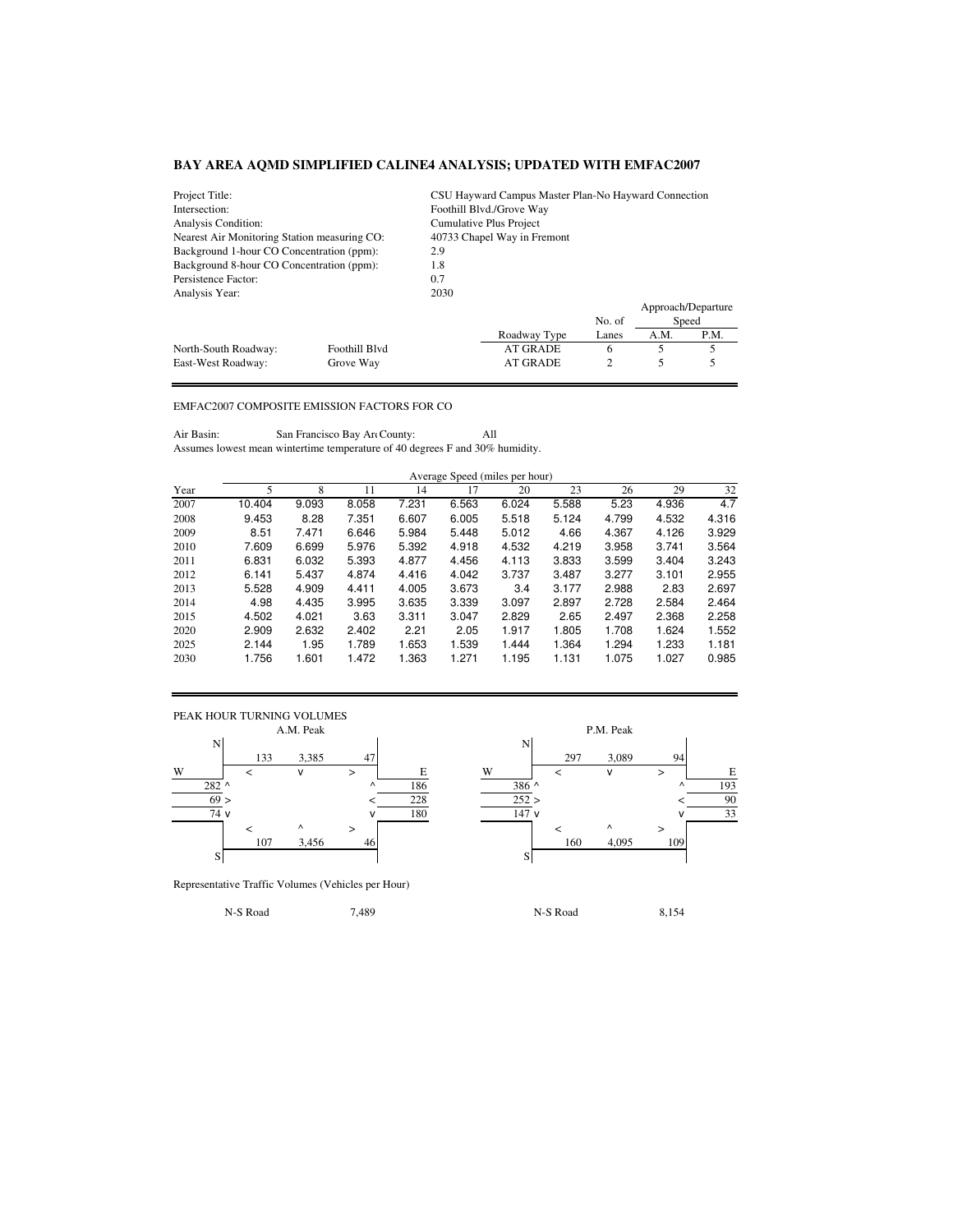## BAY AREA AQMD SIMPLIFIED CALINE4 ANALYSIS; UPDATED WITH EMFAC2007

| | |
|---|---|
| Project Title: | CSU Hayward Campus Master Plan-No Hayward Connection |
| Intersection: | Foothill Blvd./Grove Way |
| Analysis Condition: | Cumulative Plus Project |
| Nearest Air Monitoring Station measuring CO: | 40733 Chapel Way in Fremont |
| Background 1-hour CO Concentration (ppm): | 2.9 |
| Background 8-hour CO Concentration (ppm): | 1.8 |
| Persistence Factor: | 0.7 |
| Analysis Year: | 2030 |

| | | Roadway Type | No. of Lanes | Approach/Departure Speed A.M. | Approach/Departure Speed P.M. |
|---|---|---|---|---|---|
| North-South Roadway: | Foothill Blvd | AT GRADE | 6 | 5 | 5 |
| East-West Roadway: | Grove Way | AT GRADE | 2 | 5 | 5 |

EMFAC2007 COMPOSITE EMISSION FACTORS FOR CO

Air Basin: San Francisco Bay Ar( County: All

Assumes lowest mean wintertime temperature of 40 degrees F and 30% humidity.

| | Average Speed (miles per hour) | | | | | | | | | |
|---|---|---|---|---|---|---|---|---|---|---|
| Year | 5 | 8 | 11 | 14 | 17 | 20 | 23 | 26 | 29 | 32 |
| 2007 | 10.404 | 9.093 | 8.058 | 7.231 | 6.563 | 6.024 | 5.588 | 5.23 | 4.936 | 4.7 |
| 2008 | 9.453 | 8.28 | 7.351 | 6.607 | 6.005 | 5.518 | 5.124 | 4.799 | 4.532 | 4.316 |
| 2009 | 8.51 | 7.471 | 6.646 | 5.984 | 5.448 | 5.012 | 4.66 | 4.367 | 4.126 | 3.929 |
| 2010 | 7.609 | 6.699 | 5.976 | 5.392 | 4.918 | 4.532 | 4.219 | 3.958 | 3.741 | 3.564 |
| 2011 | 6.831 | 6.032 | 5.393 | 4.877 | 4.456 | 4.113 | 3.833 | 3.599 | 3.404 | 3.243 |
| 2012 | 6.141 | 5.437 | 4.874 | 4.416 | 4.042 | 3.737 | 3.487 | 3.277 | 3.101 | 2.955 |
| 2013 | 5.528 | 4.909 | 4.411 | 4.005 | 3.673 | 3.4 | 3.177 | 2.988 | 2.83 | 2.697 |
| 2014 | 4.98 | 4.435 | 3.995 | 3.635 | 3.339 | 3.097 | 2.897 | 2.728 | 2.584 | 2.464 |
| 2015 | 4.502 | 4.021 | 3.63 | 3.311 | 3.047 | 2.829 | 2.65 | 2.497 | 2.368 | 2.258 |
| 2020 | 2.909 | 2.632 | 2.402 | 2.21 | 2.05 | 1.917 | 1.805 | 1.708 | 1.624 | 1.552 |
| 2025 | 2.144 | 1.95 | 1.789 | 1.653 | 1.539 | 1.444 | 1.364 | 1.294 | 1.233 | 1.181 |
| 2030 | 1.756 | 1.601 | 1.472 | 1.363 | 1.271 | 1.195 | 1.131 | 1.075 | 1.027 | 0.985 |

PEAK HOUR TURNING VOLUMES

**A.M. Peak**

| Approach | Left/Right | Through | Right/Left |
|---|---|---|---|
| North (southbound) | 133 | 3,385 | 47 |
| South (northbound) | 107 | 3,456 | 46 |
| West (eastbound) | 282 ^ | 69 > | 74 v |
| East (westbound) | 186 ^ | 228 < | 180 v |

**P.M. Peak**

| Approach | Left/Right | Through | Right/Left |
|---|---|---|---|
| North (southbound) | 297 | 3,089 | 94 |
| South (northbound) | 160 | 4,095 | 109 |
| West (eastbound) | 386 ^ | 252 > | 147 v |
| East (westbound) | 193 ^ | 90 < | 33 v |

Representative Traffic Volumes (Vehicles per Hour)

| | A.M. | P.M. |
|---|---|---|
| N-S Road | 7,489 | 8,154 |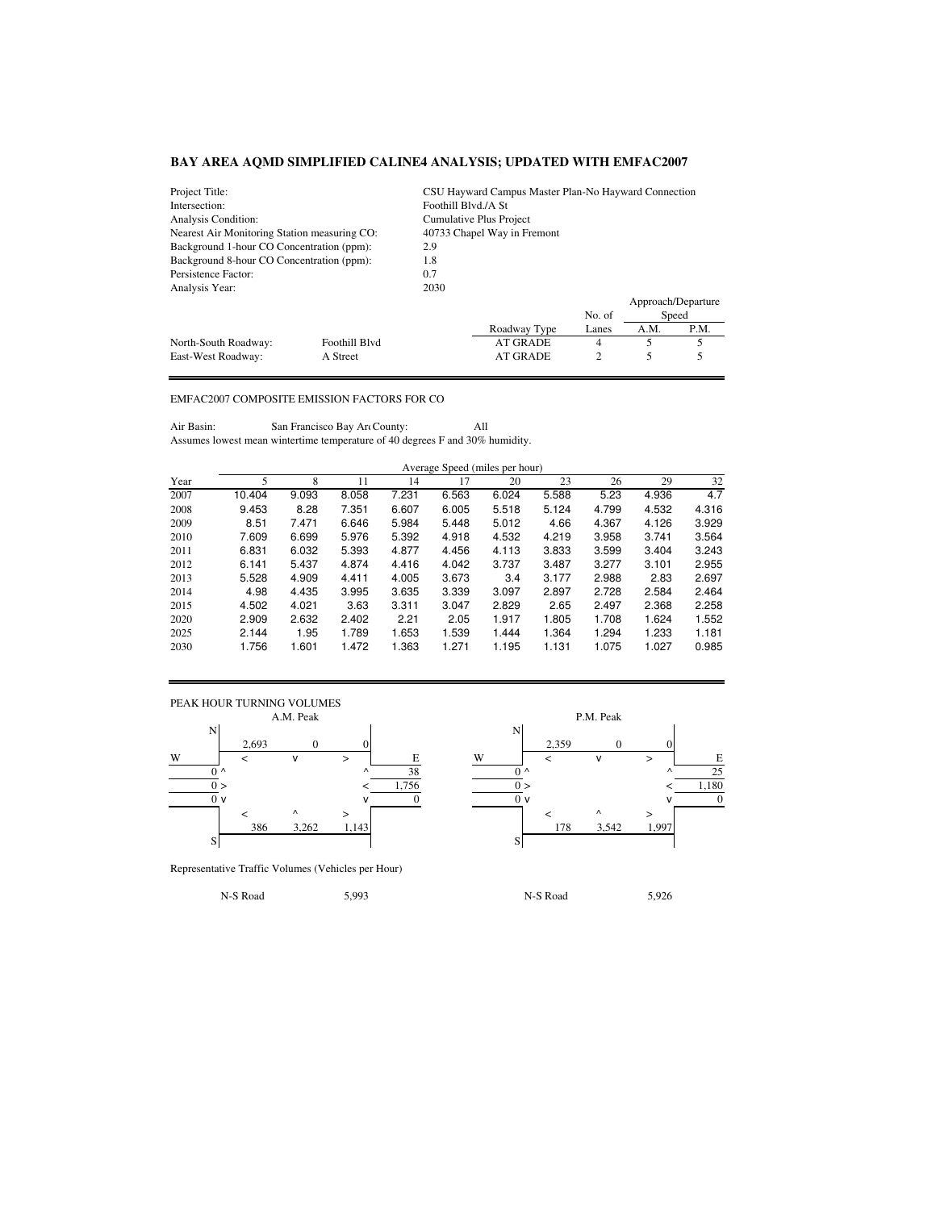**BAY AREA AQMD SIMPLIFIED CALINE4 ANALYSIS; UPDATED WITH EMFAC2007**

| | |
|---|---|
| Project Title: | CSU Hayward Campus Master Plan-No Hayward Connection |
| Intersection: | Foothill Blvd./A St |
| Analysis Condition: | Cumulative Plus Project |
| Nearest Air Monitoring Station measuring CO: | 40733 Chapel Way in Fremont |
| Background 1-hour CO Concentration (ppm): | 2.9 |
| Background 8-hour CO Concentration (ppm): | 1.8 |
| Persistence Factor: | 0.7 |
| Analysis Year: | 2030 |

| | | Roadway Type | No. of Lanes | Approach/Departure Speed A.M. | P.M. |
|---|---|---|---|---|---|
| North-South Roadway: | Foothill Blvd | AT GRADE | 4 | 5 | 5 |
| East-West Roadway: | A Street | AT GRADE | 2 | 5 | 5 |

EMFAC2007 COMPOSITE EMISSION FACTORS FOR CO

Air Basin: San Francisco Bay Ar County: All
Assumes lowest mean wintertime temperature of 40 degrees F and 30% humidity.

| Year | Average Speed (miles per hour) 5 | 8 | 11 | 14 | 17 | 20 | 23 | 26 | 29 | 32 |
|---|---|---|---|---|---|---|---|---|---|---|
| 2007 | 10.404 | 9.093 | 8.058 | 7.231 | 6.563 | 6.024 | 5.588 | 5.23 | 4.936 | 4.7 |
| 2008 | 9.453 | 8.28 | 7.351 | 6.607 | 6.005 | 5.518 | 5.124 | 4.799 | 4.532 | 4.316 |
| 2009 | 8.51 | 7.471 | 6.646 | 5.984 | 5.448 | 5.012 | 4.66 | 4.367 | 4.126 | 3.929 |
| 2010 | 7.609 | 6.699 | 5.976 | 5.392 | 4.918 | 4.532 | 4.219 | 3.958 | 3.741 | 3.564 |
| 2011 | 6.831 | 6.032 | 5.393 | 4.877 | 4.456 | 4.113 | 3.833 | 3.599 | 3.404 | 3.243 |
| 2012 | 6.141 | 5.437 | 4.874 | 4.416 | 4.042 | 3.737 | 3.487 | 3.277 | 3.101 | 2.955 |
| 2013 | 5.528 | 4.909 | 4.411 | 4.005 | 3.673 | 3.4 | 3.177 | 2.988 | 2.83 | 2.697 |
| 2014 | 4.98 | 4.435 | 3.995 | 3.635 | 3.339 | 3.097 | 2.897 | 2.728 | 2.584 | 2.464 |
| 2015 | 4.502 | 4.021 | 3.63 | 3.311 | 3.047 | 2.829 | 2.65 | 2.497 | 2.368 | 2.258 |
| 2020 | 2.909 | 2.632 | 2.402 | 2.21 | 2.05 | 1.917 | 1.805 | 1.708 | 1.624 | 1.552 |
| 2025 | 2.144 | 1.95 | 1.789 | 1.653 | 1.539 | 1.444 | 1.364 | 1.294 | 1.233 | 1.181 |
| 2030 | 1.756 | 1.601 | 1.472 | 1.363 | 1.271 | 1.195 | 1.131 | 1.075 | 1.027 | 0.985 |

PEAK HOUR TURNING VOLUMES

**A.M. Peak**

| Approach | Movements |
|---|---|
| North (southbound) | 2,693 (<), 0 (v), 0 (>) |
| West (eastbound) | 0 (^), 0 (>), 0 (v) |
| East (westbound) | 38 (^), 1,756 (<), 0 (v) |
| South (northbound) | 386 (<), 3,262 (^), 1,143 (>) |

**P.M. Peak**

| Approach | Movements |
|---|---|
| North (southbound) | 2,359 (<), 0 (v), 0 (>) |
| West (eastbound) | 0 (^), 0 (>), 0 (v) |
| East (westbound) | 25 (^), 1,180 (<), 0 (v) |
| South (northbound) | 178 (<), 3,542 (^), 1,997 (>) |

Representative Traffic Volumes (Vehicles per Hour)

| | A.M. | P.M. |
|---|---|---|
| N-S Road | 5,993 | 5,926 |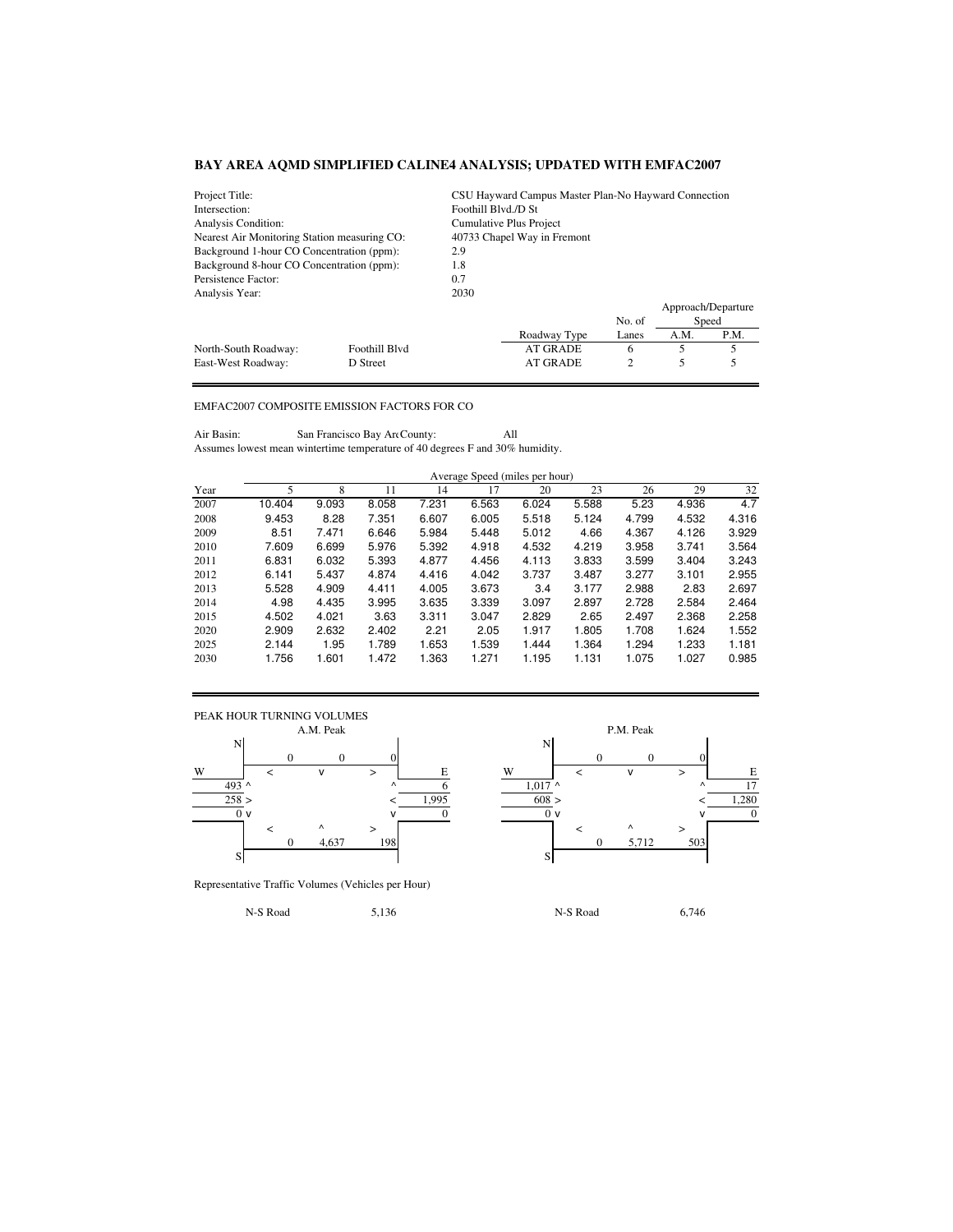## BAY AREA AQMD SIMPLIFIED CALINE4 ANALYSIS; UPDATED WITH EMFAC2007

| | |
|---|---|
| Project Title: | CSU Hayward Campus Master Plan-No Hayward Connection |
| Intersection: | Foothill Blvd./D St |
| Analysis Condition: | Cumulative Plus Project |
| Nearest Air Monitoring Station measuring CO: | 40733 Chapel Way in Fremont |
| Background 1-hour CO Concentration (ppm): | 2.9 |
| Background 8-hour CO Concentration (ppm): | 1.8 |
| Persistence Factor: | 0.7 |
| Analysis Year: | 2030 |

| | | Roadway Type | No. of Lanes | Approach/Departure Speed A.M. | Approach/Departure Speed P.M. |
|---|---|---|---|---|---|
| North-South Roadway: | Foothill Blvd | AT GRADE | 6 | 5 | 5 |
| East-West Roadway: | D Street | AT GRADE | 2 | 5 | 5 |

EMFAC2007 COMPOSITE EMISSION FACTORS FOR CO

Air Basin: San Francisco Bay Ar County: All

Assumes lowest mean wintertime temperature of 40 degrees F and 30% humidity.

| | Average Speed (miles per hour) | | | | | | | | | |
|---|---|---|---|---|---|---|---|---|---|---|
| Year | 5 | 8 | 11 | 14 | 17 | 20 | 23 | 26 | 29 | 32 |
| 2007 | 10.404 | 9.093 | 8.058 | 7.231 | 6.563 | 6.024 | 5.588 | 5.23 | 4.936 | 4.7 |
| 2008 | 9.453 | 8.28 | 7.351 | 6.607 | 6.005 | 5.518 | 5.124 | 4.799 | 4.532 | 4.316 |
| 2009 | 8.51 | 7.471 | 6.646 | 5.984 | 5.448 | 5.012 | 4.66 | 4.367 | 4.126 | 3.929 |
| 2010 | 7.609 | 6.699 | 5.976 | 5.392 | 4.918 | 4.532 | 4.219 | 3.958 | 3.741 | 3.564 |
| 2011 | 6.831 | 6.032 | 5.393 | 4.877 | 4.456 | 4.113 | 3.833 | 3.599 | 3.404 | 3.243 |
| 2012 | 6.141 | 5.437 | 4.874 | 4.416 | 4.042 | 3.737 | 3.487 | 3.277 | 3.101 | 2.955 |
| 2013 | 5.528 | 4.909 | 4.411 | 4.005 | 3.673 | 3.4 | 3.177 | 2.988 | 2.83 | 2.697 |
| 2014 | 4.98 | 4.435 | 3.995 | 3.635 | 3.339 | 3.097 | 2.897 | 2.728 | 2.584 | 2.464 |
| 2015 | 4.502 | 4.021 | 3.63 | 3.311 | 3.047 | 2.829 | 2.65 | 2.497 | 2.368 | 2.258 |
| 2020 | 2.909 | 2.632 | 2.402 | 2.21 | 2.05 | 1.917 | 1.805 | 1.708 | 1.624 | 1.552 |
| 2025 | 2.144 | 1.95 | 1.789 | 1.653 | 1.539 | 1.444 | 1.364 | 1.294 | 1.233 | 1.181 |
| 2030 | 1.756 | 1.601 | 1.472 | 1.363 | 1.271 | 1.195 | 1.131 | 1.075 | 1.027 | 0.985 |

PEAK HOUR TURNING VOLUMES

**A.M. Peak**

| Approach | Left | Through | Right |
|---|---|---|---|
| North (southbound) | 0 | 0 | 0 |
| South (northbound) | 0 | 4,637 | 198 |
| West (eastbound) | 493 ^ | 258 > | 0 v |
| East (westbound) | 6 ^ | 1,995 < | 0 v |

**P.M. Peak**

| Approach | Left | Through | Right |
|---|---|---|---|
| North (southbound) | 0 | 0 | 0 |
| South (northbound) | 0 | 5,712 | 503 |
| West (eastbound) | 1,017 ^ | 608 > | 0 v |
| East (westbound) | 17 ^ | 1,280 < | 0 v |

Representative Traffic Volumes (Vehicles per Hour)

| | A.M. | P.M. |
|---|---|---|
| N-S Road | 5,136 | 6,746 |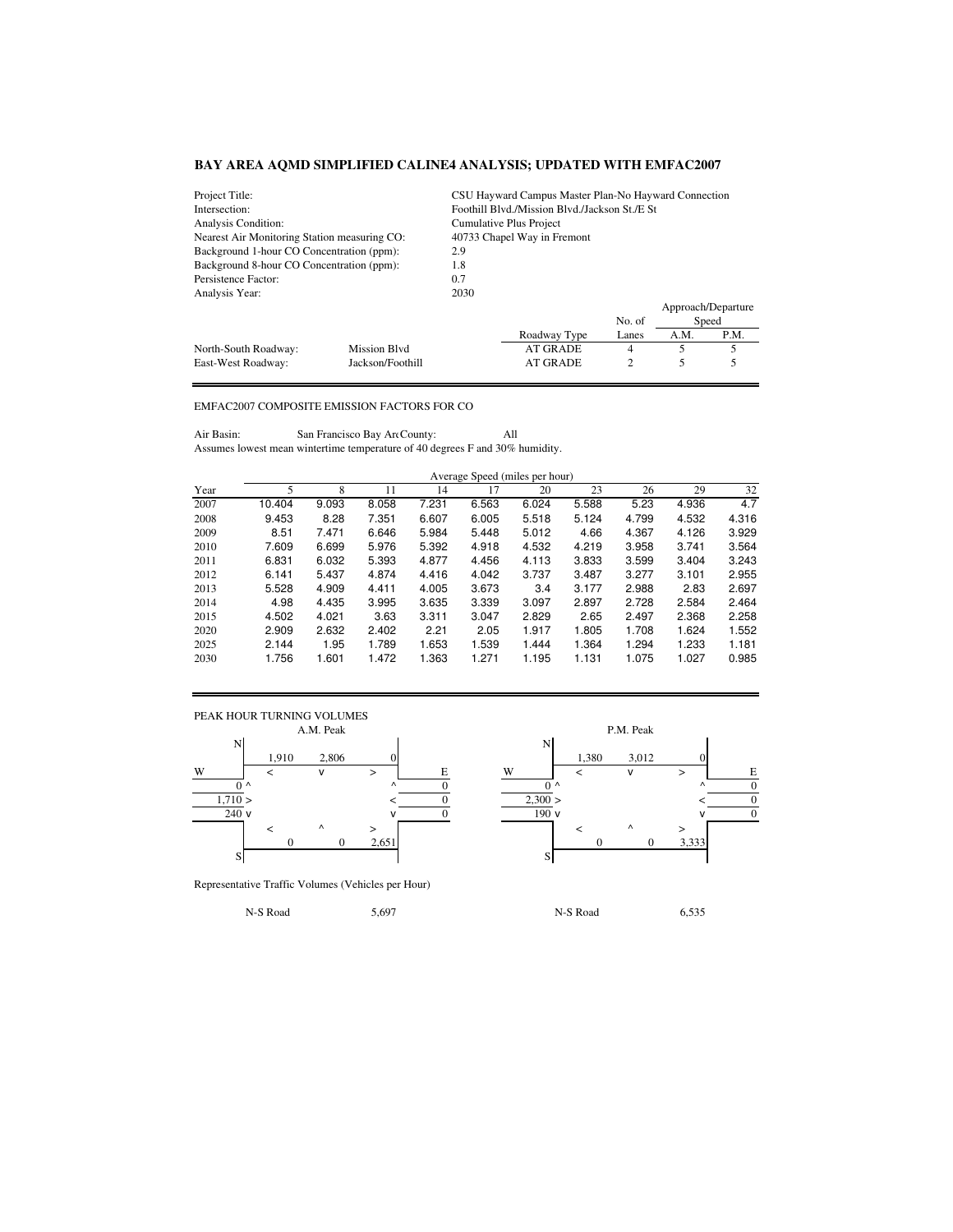## BAY AREA AQMD SIMPLIFIED CALINE4 ANALYSIS; UPDATED WITH EMFAC2007

| | |
|---|---|
| Project Title: | CSU Hayward Campus Master Plan-No Hayward Connection |
| Intersection: | Foothill Blvd./Mission Blvd./Jackson St./E St |
| Analysis Condition: | Cumulative Plus Project |
| Nearest Air Monitoring Station measuring CO: | 40733 Chapel Way in Fremont |
| Background 1-hour CO Concentration (ppm): | 2.9 |
| Background 8-hour CO Concentration (ppm): | 1.8 |
| Persistence Factor: | 0.7 |
| Analysis Year: | 2030 |

| | | Roadway Type | No. of Lanes | Approach/Departure Speed A.M. | Approach/Departure Speed P.M. |
|---|---|---|---|---|---|
| North-South Roadway: | Mission Blvd | AT GRADE | 4 | 5 | 5 |
| East-West Roadway: | Jackson/Foothill | AT GRADE | 2 | 5 | 5 |

EMFAC2007 COMPOSITE EMISSION FACTORS FOR CO

Air Basin: San Francisco Bay Ar County: All

Assumes lowest mean wintertime temperature of 40 degrees F and 30% humidity.

| | Average Speed (miles per hour) | | | | | | | | | |
|---|---|---|---|---|---|---|---|---|---|---|
| Year | 5 | 8 | 11 | 14 | 17 | 20 | 23 | 26 | 29 | 32 |
| 2007 | 10.404 | 9.093 | 8.058 | 7.231 | 6.563 | 6.024 | 5.588 | 5.23 | 4.936 | 4.7 |
| 2008 | 9.453 | 8.28 | 7.351 | 6.607 | 6.005 | 5.518 | 5.124 | 4.799 | 4.532 | 4.316 |
| 2009 | 8.51 | 7.471 | 6.646 | 5.984 | 5.448 | 5.012 | 4.66 | 4.367 | 4.126 | 3.929 |
| 2010 | 7.609 | 6.699 | 5.976 | 5.392 | 4.918 | 4.532 | 4.219 | 3.958 | 3.741 | 3.564 |
| 2011 | 6.831 | 6.032 | 5.393 | 4.877 | 4.456 | 4.113 | 3.833 | 3.599 | 3.404 | 3.243 |
| 2012 | 6.141 | 5.437 | 4.874 | 4.416 | 4.042 | 3.737 | 3.487 | 3.277 | 3.101 | 2.955 |
| 2013 | 5.528 | 4.909 | 4.411 | 4.005 | 3.673 | 3.4 | 3.177 | 2.988 | 2.83 | 2.697 |
| 2014 | 4.98 | 4.435 | 3.995 | 3.635 | 3.339 | 3.097 | 2.897 | 2.728 | 2.584 | 2.464 |
| 2015 | 4.502 | 4.021 | 3.63 | 3.311 | 3.047 | 2.829 | 2.65 | 2.497 | 2.368 | 2.258 |
| 2020 | 2.909 | 2.632 | 2.402 | 2.21 | 2.05 | 1.917 | 1.805 | 1.708 | 1.624 | 1.552 |
| 2025 | 2.144 | 1.95 | 1.789 | 1.653 | 1.539 | 1.444 | 1.364 | 1.294 | 1.233 | 1.181 |
| 2030 | 1.756 | 1.601 | 1.472 | 1.363 | 1.271 | 1.195 | 1.131 | 1.075 | 1.027 | 0.985 |

PEAK HOUR TURNING VOLUMES

**A.M. Peak**

| Approach | Left | Through | Right |
|---|---|---|---|
| North (southbound: <, v, >) | 1,910 | 2,806 | 0 |
| East (^, <, v) | 0 | 0 | 0 |
| South (<, ^, >) | 0 | 0 | 2,651 |
| West (^, >, v) | 0 | 1,710 | 240 |

**P.M. Peak**

| Approach | Left | Through | Right |
|---|---|---|---|
| North (southbound: <, v, >) | 1,380 | 3,012 | 0 |
| East (^, <, v) | 0 | 0 | 0 |
| South (<, ^, >) | 0 | 0 | 3,333 |
| West (^, >, v) | 0 | 2,300 | 190 |

Representative Traffic Volumes (Vehicles per Hour)

| | A.M. | | P.M. |
|---|---|---|---|
| N-S Road | 5,697 | N-S Road | 6,535 |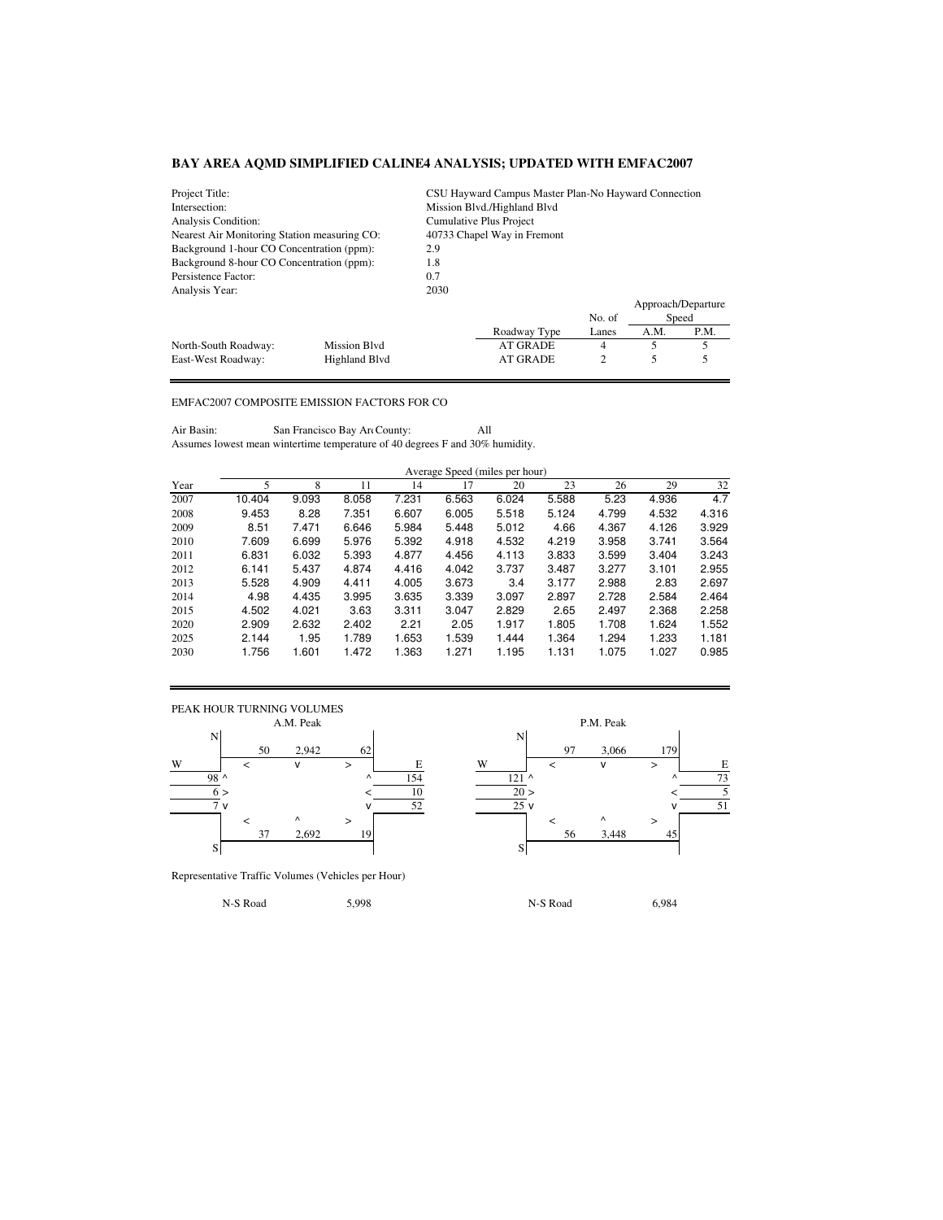## BAY AREA AQMD SIMPLIFIED CALINE4 ANALYSIS; UPDATED WITH EMFAC2007

| | |
|---|---|
| Project Title: | CSU Hayward Campus Master Plan-No Hayward Connection |
| Intersection: | Mission Blvd./Highland Blvd |
| Analysis Condition: | Cumulative Plus Project |
| Nearest Air Monitoring Station measuring CO: | 40733 Chapel Way in Fremont |
| Background 1-hour CO Concentration (ppm): | 2.9 |
| Background 8-hour CO Concentration (ppm): | 1.8 |
| Persistence Factor: | 0.7 |
| Analysis Year: | 2030 |

| | | Roadway Type | No. of Lanes | Approach/Departure Speed A.M. | Approach/Departure Speed P.M. |
|---|---|---|---|---|---|
| North-South Roadway: | Mission Blvd | AT GRADE | 4 | 5 | 5 |
| East-West Roadway: | Highland Blvd | AT GRADE | 2 | 5 | 5 |

EMFAC2007 COMPOSITE EMISSION FACTORS FOR CO

Air Basin: San Francisco Bay Ar County: All

Assumes lowest mean wintertime temperature of 40 degrees F and 30% humidity.

| Year | Average Speed (miles per hour) 5 | 8 | 11 | 14 | 17 | 20 | 23 | 26 | 29 | 32 |
|---|---|---|---|---|---|---|---|---|---|---|
| 2007 | 10.404 | 9.093 | 8.058 | 7.231 | 6.563 | 6.024 | 5.588 | 5.23 | 4.936 | 4.7 |
| 2008 | 9.453 | 8.28 | 7.351 | 6.607 | 6.005 | 5.518 | 5.124 | 4.799 | 4.532 | 4.316 |
| 2009 | 8.51 | 7.471 | 6.646 | 5.984 | 5.448 | 5.012 | 4.66 | 4.367 | 4.126 | 3.929 |
| 2010 | 7.609 | 6.699 | 5.976 | 5.392 | 4.918 | 4.532 | 4.219 | 3.958 | 3.741 | 3.564 |
| 2011 | 6.831 | 6.032 | 5.393 | 4.877 | 4.456 | 4.113 | 3.833 | 3.599 | 3.404 | 3.243 |
| 2012 | 6.141 | 5.437 | 4.874 | 4.416 | 4.042 | 3.737 | 3.487 | 3.277 | 3.101 | 2.955 |
| 2013 | 5.528 | 4.909 | 4.411 | 4.005 | 3.673 | 3.4 | 3.177 | 2.988 | 2.83 | 2.697 |
| 2014 | 4.98 | 4.435 | 3.995 | 3.635 | 3.339 | 3.097 | 2.897 | 2.728 | 2.584 | 2.464 |
| 2015 | 4.502 | 4.021 | 3.63 | 3.311 | 3.047 | 2.829 | 2.65 | 2.497 | 2.368 | 2.258 |
| 2020 | 2.909 | 2.632 | 2.402 | 2.21 | 2.05 | 1.917 | 1.805 | 1.708 | 1.624 | 1.552 |
| 2025 | 2.144 | 1.95 | 1.789 | 1.653 | 1.539 | 1.444 | 1.364 | 1.294 | 1.233 | 1.181 |
| 2030 | 1.756 | 1.601 | 1.472 | 1.363 | 1.271 | 1.195 | 1.131 | 1.075 | 1.027 | 0.985 |

PEAK HOUR TURNING VOLUMES

| Movement | A.M. Peak | P.M. Peak |
|---|---|---|
| Southbound (from N) < | 50 | 97 |
| Southbound (from N) v | 2,942 | 3,066 |
| Southbound (from N) > | 62 | 179 |
| Westbound (from E) ^ | 154 | 73 |
| Westbound (from E) < | 10 | 5 |
| Westbound (from E) v | 52 | 51 |
| Eastbound (from W) ^ | 98 | 121 |
| Eastbound (from W) > | 6 | 20 |
| Eastbound (from W) v | 7 | 25 |
| Northbound (from S) < | 37 | 56 |
| Northbound (from S) ^ | 2,692 | 3,448 |
| Northbound (from S) > | 19 | 45 |

Representative Traffic Volumes (Vehicles per Hour)

| | A.M. Peak | P.M. Peak |
|---|---|---|
| N-S Road | 5,998 | 6,984 |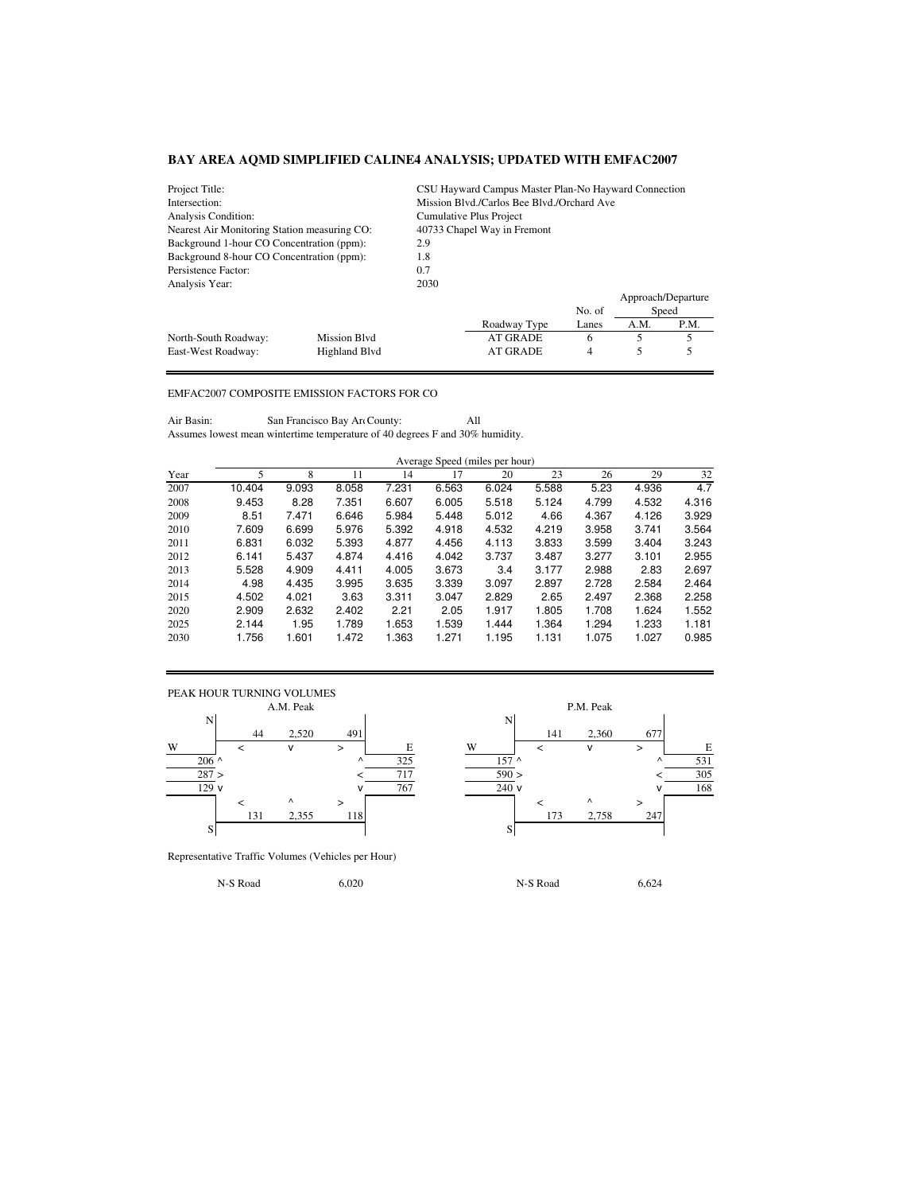## BAY AREA AQMD SIMPLIFIED CALINE4 ANALYSIS; UPDATED WITH EMFAC2007

| | |
|---|---|
| Project Title: | CSU Hayward Campus Master Plan-No Hayward Connection |
| Intersection: | Mission Blvd./Carlos Bee Blvd./Orchard Ave |
| Analysis Condition: | Cumulative Plus Project |
| Nearest Air Monitoring Station measuring CO: | 40733 Chapel Way in Fremont |
| Background 1-hour CO Concentration (ppm): | 2.9 |
| Background 8-hour CO Concentration (ppm): | 1.8 |
| Persistence Factor: | 0.7 |
| Analysis Year: | 2030 |

| | | | No. of | Approach/Departure Speed | |
|---|---|---|---|---|---|
| | | Roadway Type | Lanes | A.M. | P.M. |
| North-South Roadway: | Mission Blvd | AT GRADE | 6 | 5 | 5 |
| East-West Roadway: | Highland Blvd | AT GRADE | 4 | 5 | 5 |

EMFAC2007 COMPOSITE EMISSION FACTORS FOR CO

Air Basin: San Francisco Bay Ar County: All

Assumes lowest mean wintertime temperature of 40 degrees F and 30% humidity.

| | Average Speed (miles per hour) | | | | | | | | | |
|---|---|---|---|---|---|---|---|---|---|---|
| Year | 5 | 8 | 11 | 14 | 17 | 20 | 23 | 26 | 29 | 32 |
| 2007 | 10.404 | 9.093 | 8.058 | 7.231 | 6.563 | 6.024 | 5.588 | 5.23 | 4.936 | 4.7 |
| 2008 | 9.453 | 8.28 | 7.351 | 6.607 | 6.005 | 5.518 | 5.124 | 4.799 | 4.532 | 4.316 |
| 2009 | 8.51 | 7.471 | 6.646 | 5.984 | 5.448 | 5.012 | 4.66 | 4.367 | 4.126 | 3.929 |
| 2010 | 7.609 | 6.699 | 5.976 | 5.392 | 4.918 | 4.532 | 4.219 | 3.958 | 3.741 | 3.564 |
| 2011 | 6.831 | 6.032 | 5.393 | 4.877 | 4.456 | 4.113 | 3.833 | 3.599 | 3.404 | 3.243 |
| 2012 | 6.141 | 5.437 | 4.874 | 4.416 | 4.042 | 3.737 | 3.487 | 3.277 | 3.101 | 2.955 |
| 2013 | 5.528 | 4.909 | 4.411 | 4.005 | 3.673 | 3.4 | 3.177 | 2.988 | 2.83 | 2.697 |
| 2014 | 4.98 | 4.435 | 3.995 | 3.635 | 3.339 | 3.097 | 2.897 | 2.728 | 2.584 | 2.464 |
| 2015 | 4.502 | 4.021 | 3.63 | 3.311 | 3.047 | 2.829 | 2.65 | 2.497 | 2.368 | 2.258 |
| 2020 | 2.909 | 2.632 | 2.402 | 2.21 | 2.05 | 1.917 | 1.805 | 1.708 | 1.624 | 1.552 |
| 2025 | 2.144 | 1.95 | 1.789 | 1.653 | 1.539 | 1.444 | 1.364 | 1.294 | 1.233 | 1.181 |
| 2030 | 1.756 | 1.601 | 1.472 | 1.363 | 1.271 | 1.195 | 1.131 | 1.075 | 1.027 | 0.985 |

PEAK HOUR TURNING VOLUMES

**A.M. Peak**

| Approach | Left | Through | Right |
|---|---|---|---|
| From North (southbound) | 44 | 2,520 | 491 |
| From West (eastbound) | 206 | 287 | 129 |
| From East (westbound) | 325 | 717 | 767 |
| From South (northbound) | 131 | 2,355 | 118 |

**P.M. Peak**

| Approach | Left | Through | Right |
|---|---|---|---|
| From North (southbound) | 141 | 2,360 | 677 |
| From West (eastbound) | 157 | 590 | 240 |
| From East (westbound) | 531 | 305 | 168 |
| From South (northbound) | 173 | 2,758 | 247 |

Representative Traffic Volumes (Vehicles per Hour)

| | A.M. | P.M. |
|---|---|---|
| N-S Road | 6,020 | 6,624 |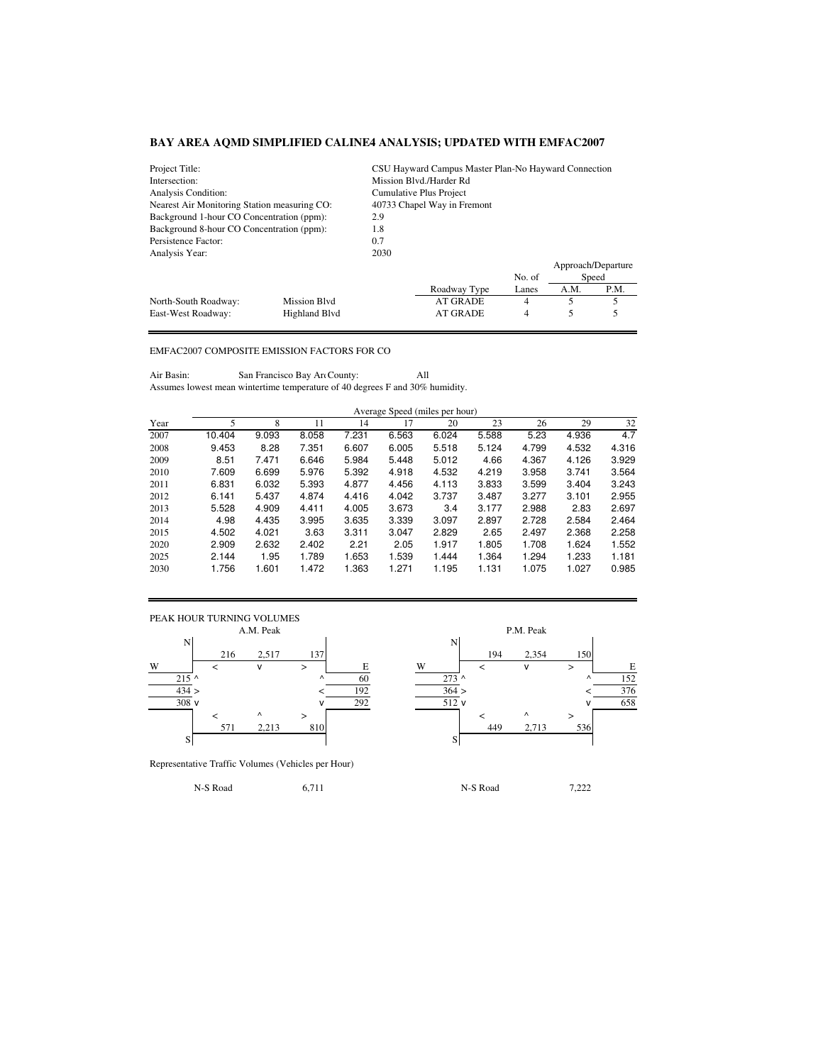# BAY AREA AQMD SIMPLIFIED CALINE4 ANALYSIS; UPDATED WITH EMFAC2007

| | | |
|---|---|---|
| Project Title: | | CSU Hayward Campus Master Plan-No Hayward Connection |
| Intersection: | | Mission Blvd./Harder Rd |
| Analysis Condition: | | Cumulative Plus Project |
| Nearest Air Monitoring Station measuring CO: | | 40733 Chapel Way in Fremont |
| Background 1-hour CO Concentration (ppm): | | 2.9 |
| Background 8-hour CO Concentration (ppm): | | 1.8 |
| Persistence Factor: | | 0.7 |
| Analysis Year: | | 2030 |

| | | Roadway Type | No. of Lanes | Approach/Departure Speed A.M. | Approach/Departure Speed P.M. |
|---|---|---|---|---|---|
| North-South Roadway: | Mission Blvd | AT GRADE | 4 | 5 | 5 |
| East-West Roadway: | Highland Blvd | AT GRADE | 4 | 5 | 5 |

EMFAC2007 COMPOSITE EMISSION FACTORS FOR CO

Air Basin: San Francisco Bay Ar County: All

Assumes lowest mean wintertime temperature of 40 degrees F and 30% humidity.

| Year | Average Speed (miles per hour) 5 | 8 | 11 | 14 | 17 | 20 | 23 | 26 | 29 | 32 |
|---|---|---|---|---|---|---|---|---|---|---|
| 2007 | 10.404 | 9.093 | 8.058 | 7.231 | 6.563 | 6.024 | 5.588 | 5.23 | 4.936 | 4.7 |
| 2008 | 9.453 | 8.28 | 7.351 | 6.607 | 6.005 | 5.518 | 5.124 | 4.799 | 4.532 | 4.316 |
| 2009 | 8.51 | 7.471 | 6.646 | 5.984 | 5.448 | 5.012 | 4.66 | 4.367 | 4.126 | 3.929 |
| 2010 | 7.609 | 6.699 | 5.976 | 5.392 | 4.918 | 4.532 | 4.219 | 3.958 | 3.741 | 3.564 |
| 2011 | 6.831 | 6.032 | 5.393 | 4.877 | 4.456 | 4.113 | 3.833 | 3.599 | 3.404 | 3.243 |
| 2012 | 6.141 | 5.437 | 4.874 | 4.416 | 4.042 | 3.737 | 3.487 | 3.277 | 3.101 | 2.955 |
| 2013 | 5.528 | 4.909 | 4.411 | 4.005 | 3.673 | 3.4 | 3.177 | 2.988 | 2.83 | 2.697 |
| 2014 | 4.98 | 4.435 | 3.995 | 3.635 | 3.339 | 3.097 | 2.897 | 2.728 | 2.584 | 2.464 |
| 2015 | 4.502 | 4.021 | 3.63 | 3.311 | 3.047 | 2.829 | 2.65 | 2.497 | 2.368 | 2.258 |
| 2020 | 2.909 | 2.632 | 2.402 | 2.21 | 2.05 | 1.917 | 1.805 | 1.708 | 1.624 | 1.552 |
| 2025 | 2.144 | 1.95 | 1.789 | 1.653 | 1.539 | 1.444 | 1.364 | 1.294 | 1.233 | 1.181 |
| 2030 | 1.756 | 1.601 | 1.472 | 1.363 | 1.271 | 1.195 | 1.131 | 1.075 | 1.027 | 0.985 |

PEAK HOUR TURNING VOLUMES

**A.M. Peak**

| Approach | Movements |
|---|---|
| North (southbound) | 216 <, 2,517 v, 137 > |
| West (eastbound) | 215 ^, 434 >, 308 v |
| East (westbound) | 60 ^, 192 <, 292 v |
| South (northbound) | 571 <, 2,213 ^, 810 > |

**P.M. Peak**

| Approach | Movements |
|---|---|
| North (southbound) | 194 <, 2,354 v, 150 > |
| West (eastbound) | 273 ^, 364 >, 512 v |
| East (westbound) | 152 ^, 376 <, 658 v |
| South (northbound) | 449 <, 2,713 ^, 536 > |

Representative Traffic Volumes (Vehicles per Hour)

| | A.M. | | P.M. |
|---|---|---|---|
| N-S Road | 6,711 | N-S Road | 7,222 |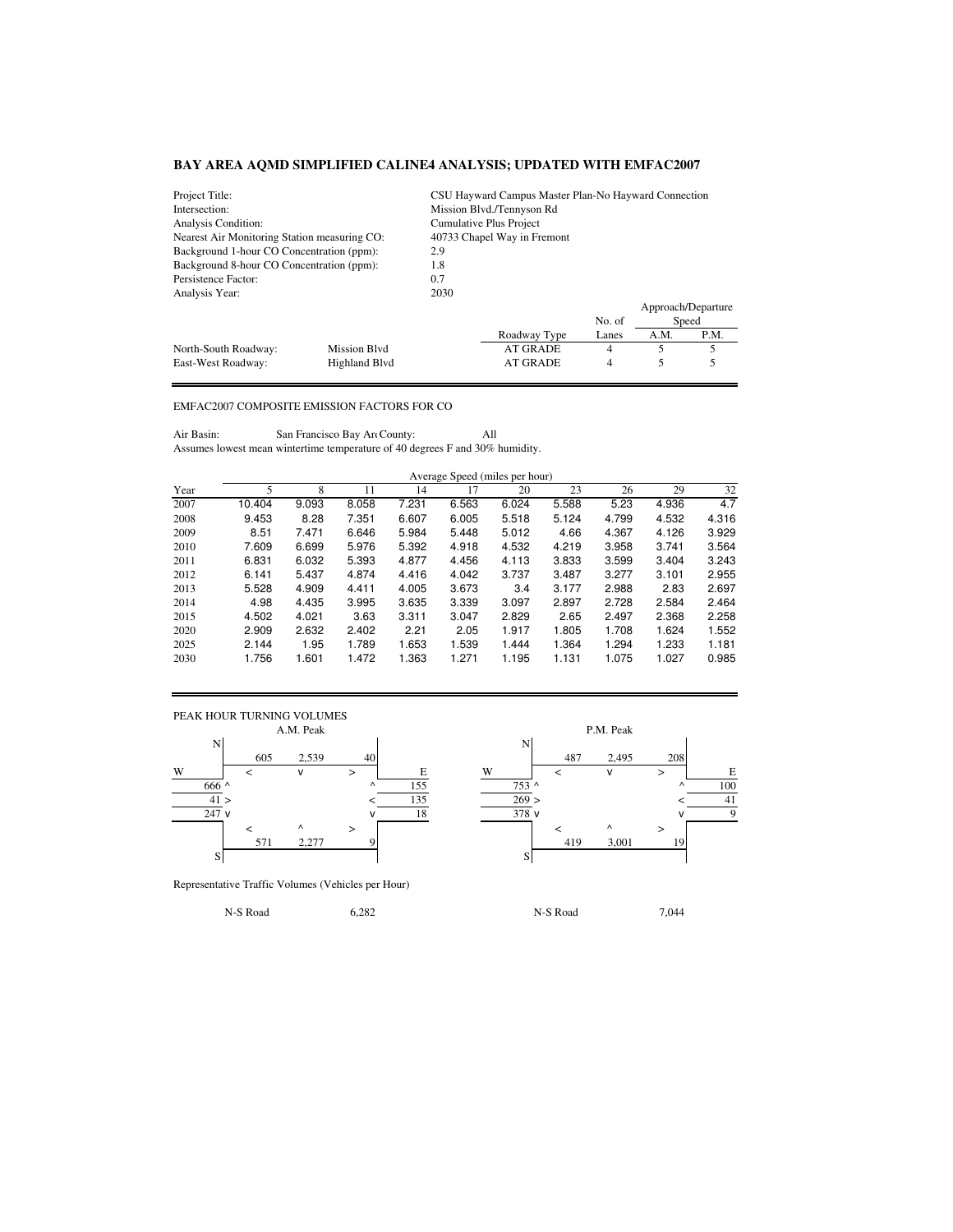**BAY AREA AQMD SIMPLIFIED CALINE4 ANALYSIS; UPDATED WITH EMFAC2007**

| | |
|---|---|
| Project Title: | CSU Hayward Campus Master Plan-No Hayward Connection |
| Intersection: | Mission Blvd./Tennyson Rd |
| Analysis Condition: | Cumulative Plus Project |
| Nearest Air Monitoring Station measuring CO: | 40733 Chapel Way in Fremont |
| Background 1-hour CO Concentration (ppm): | 2.9 |
| Background 8-hour CO Concentration (ppm): | 1.8 |
| Persistence Factor: | 0.7 |
| Analysis Year: | 2030 |

| | | Roadway Type | No. of Lanes | Approach/Departure Speed A.M. | Approach/Departure Speed P.M. |
|---|---|---|---|---|---|
| North-South Roadway: | Mission Blvd | AT GRADE | 4 | 5 | 5 |
| East-West Roadway: | Highland Blvd | AT GRADE | 4 | 5 | 5 |

EMFAC2007 COMPOSITE EMISSION FACTORS FOR CO

Air Basin: San Francisco Bay Ar County: All

Assumes lowest mean wintertime temperature of 40 degrees F and 30% humidity.

| | Average Speed (miles per hour) | | | | | | | | | |
|---|---|---|---|---|---|---|---|---|---|---|
| Year | 5 | 8 | 11 | 14 | 17 | 20 | 23 | 26 | 29 | 32 |
| 2007 | 10.404 | 9.093 | 8.058 | 7.231 | 6.563 | 6.024 | 5.588 | 5.23 | 4.936 | 4.7 |
| 2008 | 9.453 | 8.28 | 7.351 | 6.607 | 6.005 | 5.518 | 5.124 | 4.799 | 4.532 | 4.316 |
| 2009 | 8.51 | 7.471 | 6.646 | 5.984 | 5.448 | 5.012 | 4.66 | 4.367 | 4.126 | 3.929 |
| 2010 | 7.609 | 6.699 | 5.976 | 5.392 | 4.918 | 4.532 | 4.219 | 3.958 | 3.741 | 3.564 |
| 2011 | 6.831 | 6.032 | 5.393 | 4.877 | 4.456 | 4.113 | 3.833 | 3.599 | 3.404 | 3.243 |
| 2012 | 6.141 | 5.437 | 4.874 | 4.416 | 4.042 | 3.737 | 3.487 | 3.277 | 3.101 | 2.955 |
| 2013 | 5.528 | 4.909 | 4.411 | 4.005 | 3.673 | 3.4 | 3.177 | 2.988 | 2.83 | 2.697 |
| 2014 | 4.98 | 4.435 | 3.995 | 3.635 | 3.339 | 3.097 | 2.897 | 2.728 | 2.584 | 2.464 |
| 2015 | 4.502 | 4.021 | 3.63 | 3.311 | 3.047 | 2.829 | 2.65 | 2.497 | 2.368 | 2.258 |
| 2020 | 2.909 | 2.632 | 2.402 | 2.21 | 2.05 | 1.917 | 1.805 | 1.708 | 1.624 | 1.552 |
| 2025 | 2.144 | 1.95 | 1.789 | 1.653 | 1.539 | 1.444 | 1.364 | 1.294 | 1.233 | 1.181 |
| 2030 | 1.756 | 1.601 | 1.472 | 1.363 | 1.271 | 1.195 | 1.131 | 1.075 | 1.027 | 0.985 |

PEAK HOUR TURNING VOLUMES

A.M. Peak

| Approach | Movement | Volume |
|---|---|---|
| North | < | 605 |
| North | v | 2,539 |
| North | > | 40 |
| West | ^ | 666 |
| West | > | 41 |
| West | v | 247 |
| East | ^ | 155 |
| East | < | 135 |
| East | v | 18 |
| South | < | 571 |
| South | ^ | 2,277 |
| South | > | 9 |

P.M. Peak

| Approach | Movement | Volume |
|---|---|---|
| North | < | 487 |
| North | v | 2,495 |
| North | > | 208 |
| West | ^ | 753 |
| West | > | 269 |
| West | v | 378 |
| East | ^ | 100 |
| East | < | 41 |
| East | v | 9 |
| South | < | 419 |
| South | ^ | 3,001 |
| South | > | 19 |

Representative Traffic Volumes (Vehicles per Hour)

| | A.M. | P.M. |
|---|---|---|
| N-S Road | 6,282 | 7,044 |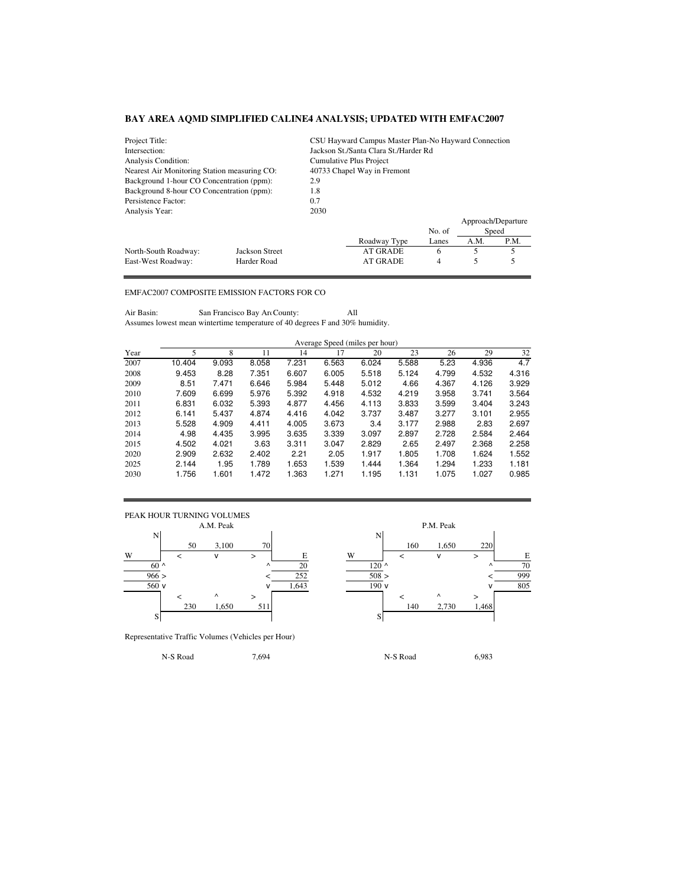## BAY AREA AQMD SIMPLIFIED CALINE4 ANALYSIS; UPDATED WITH EMFAC2007

| | |
|---|---|
| Project Title: | CSU Hayward Campus Master Plan-No Hayward Connection |
| Intersection: | Jackson St./Santa Clara St./Harder Rd |
| Analysis Condition: | Cumulative Plus Project |
| Nearest Air Monitoring Station measuring CO: | 40733 Chapel Way in Fremont |
| Background 1-hour CO Concentration (ppm): | 2.9 |
| Background 8-hour CO Concentration (ppm): | 1.8 |
| Persistence Factor: | 0.7 |
| Analysis Year: | 2030 |

| | | Roadway Type | No. of Lanes | Approach/Departure Speed A.M. | Approach/Departure Speed P.M. |
|---|---|---|---|---|---|
| North-South Roadway: | Jackson Street | AT GRADE | 6 | 5 | 5 |
| East-West Roadway: | Harder Road | AT GRADE | 4 | 5 | 5 |

EMFAC2007 COMPOSITE EMISSION FACTORS FOR CO

Air Basin: San Francisco Bay Ar County: All

Assumes lowest mean wintertime temperature of 40 degrees F and 30% humidity.

| | Average Speed (miles per hour) | | | | | | | | | |
|---|---|---|---|---|---|---|---|---|---|---|
| Year | 5 | 8 | 11 | 14 | 17 | 20 | 23 | 26 | 29 | 32 |
| 2007 | 10.404 | 9.093 | 8.058 | 7.231 | 6.563 | 6.024 | 5.588 | 5.23 | 4.936 | 4.7 |
| 2008 | 9.453 | 8.28 | 7.351 | 6.607 | 6.005 | 5.518 | 5.124 | 4.799 | 4.532 | 4.316 |
| 2009 | 8.51 | 7.471 | 6.646 | 5.984 | 5.448 | 5.012 | 4.66 | 4.367 | 4.126 | 3.929 |
| 2010 | 7.609 | 6.699 | 5.976 | 5.392 | 4.918 | 4.532 | 4.219 | 3.958 | 3.741 | 3.564 |
| 2011 | 6.831 | 6.032 | 5.393 | 4.877 | 4.456 | 4.113 | 3.833 | 3.599 | 3.404 | 3.243 |
| 2012 | 6.141 | 5.437 | 4.874 | 4.416 | 4.042 | 3.737 | 3.487 | 3.277 | 3.101 | 2.955 |
| 2013 | 5.528 | 4.909 | 4.411 | 4.005 | 3.673 | 3.4 | 3.177 | 2.988 | 2.83 | 2.697 |
| 2014 | 4.98 | 4.435 | 3.995 | 3.635 | 3.339 | 3.097 | 2.897 | 2.728 | 2.584 | 2.464 |
| 2015 | 4.502 | 4.021 | 3.63 | 3.311 | 3.047 | 2.829 | 2.65 | 2.497 | 2.368 | 2.258 |
| 2020 | 2.909 | 2.632 | 2.402 | 2.21 | 2.05 | 1.917 | 1.805 | 1.708 | 1.624 | 1.552 |
| 2025 | 2.144 | 1.95 | 1.789 | 1.653 | 1.539 | 1.444 | 1.364 | 1.294 | 1.233 | 1.181 |
| 2030 | 1.756 | 1.601 | 1.472 | 1.363 | 1.271 | 1.195 | 1.131 | 1.075 | 1.027 | 0.985 |

PEAK HOUR TURNING VOLUMES

A.M. Peak

N

50 3,100 70

W < v > E

60 ^ ^ 20

966 > < 252

560 v v 1,643

< ^ >

230 1,650 511

S

P.M. Peak

N

160 1,650 220

W < v > E

120 ^ ^ 70

508 > < 999

190 v v 805

< ^ >

140 2,730 1,468

S

Representative Traffic Volumes (Vehicles per Hour)

| | A.M. | | P.M. |
|---|---|---|---|
| N-S Road | 7,694 | N-S Road | 6,983 |